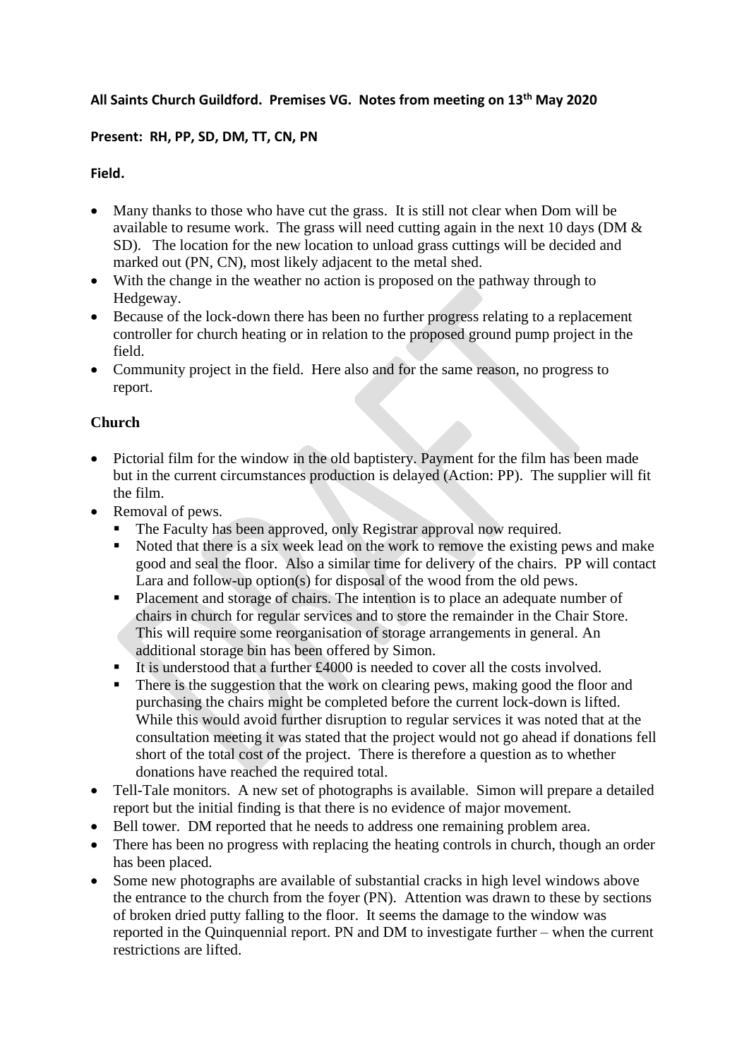**All Saints Church Guildford. Premises VG. Notes from meeting on 13th May 2020**

**Present: RH, PP, SD, DM, TT, CN, PN**

**Field.**

- Many thanks to those who have cut the grass. It is still not clear when Dom will be available to resume work. The grass will need cutting again in the next 10 days (DM & SD). The location for the new location to unload grass cuttings will be decided and marked out (PN, CN), most likely adjacent to the metal shed.
- With the change in the weather no action is proposed on the pathway through to Hedgeway.
- Because of the lock-down there has been no further progress relating to a replacement controller for church heating or in relation to the proposed ground pump project in the field.
- Community project in the field. Here also and for the same reason, no progress to report.

**Church**

- Pictorial film for the window in the old baptistery. Payment for the film has been made but in the current circumstances production is delayed (Action: PP). The supplier will fit the film.
- Removal of pews.
  - The Faculty has been approved, only Registrar approval now required.
  - Noted that there is a six week lead on the work to remove the existing pews and make good and seal the floor. Also a similar time for delivery of the chairs. PP will contact Lara and follow-up option(s) for disposal of the wood from the old pews.
  - Placement and storage of chairs. The intention is to place an adequate number of chairs in church for regular services and to store the remainder in the Chair Store. This will require some reorganisation of storage arrangements in general. An additional storage bin has been offered by Simon.
  - It is understood that a further £4000 is needed to cover all the costs involved.
  - There is the suggestion that the work on clearing pews, making good the floor and purchasing the chairs might be completed before the current lock-down is lifted. While this would avoid further disruption to regular services it was noted that at the consultation meeting it was stated that the project would not go ahead if donations fell short of the total cost of the project. There is therefore a question as to whether donations have reached the required total.
- Tell-Tale monitors. A new set of photographs is available. Simon will prepare a detailed report but the initial finding is that there is no evidence of major movement.
- Bell tower. DM reported that he needs to address one remaining problem area.
- There has been no progress with replacing the heating controls in church, though an order has been placed.
- Some new photographs are available of substantial cracks in high level windows above the entrance to the church from the foyer (PN). Attention was drawn to these by sections of broken dried putty falling to the floor. It seems the damage to the window was reported in the Quinquennial report. PN and DM to investigate further – when the current restrictions are lifted.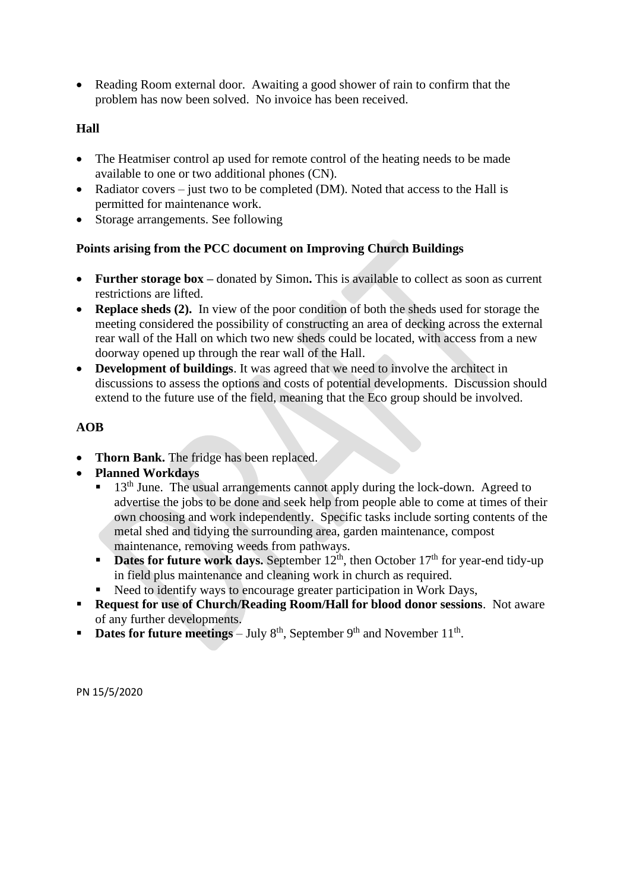- Reading Room external door. Awaiting a good shower of rain to confirm that the problem has now been solved. No invoice has been received.

**Hall**

- The Heatmiser control ap used for remote control of the heating needs to be made available to one or two additional phones (CN).
- Radiator covers – just two to be completed (DM). Noted that access to the Hall is permitted for maintenance work.
- Storage arrangements. See following

**Points arising from the PCC document on Improving Church Buildings**

- **Further storage box –** donated by Simon**.** This is available to collect as soon as current restrictions are lifted.
- **Replace sheds (2).** In view of the poor condition of both the sheds used for storage the meeting considered the possibility of constructing an area of decking across the external rear wall of the Hall on which two new sheds could be located, with access from a new doorway opened up through the rear wall of the Hall.
- **Development of buildings**. It was agreed that we need to involve the architect in discussions to assess the options and costs of potential developments. Discussion should extend to the future use of the field, meaning that the Eco group should be involved.

**AOB**

- **Thorn Bank.** The fridge has been replaced.
- **Planned Workdays**
  - 13th June. The usual arrangements cannot apply during the lock-down. Agreed to advertise the jobs to be done and seek help from people able to come at times of their own choosing and work independently. Specific tasks include sorting contents of the metal shed and tidying the surrounding area, garden maintenance, compost maintenance, removing weeds from pathways.
  - **Dates for future work days.** September 12th, then October 17th for year-end tidy-up in field plus maintenance and cleaning work in church as required.
  - Need to identify ways to encourage greater participation in Work Days,
- **Request for use of Church/Reading Room/Hall for blood donor sessions**. Not aware of any further developments.
- **Dates for future meetings** – July 8th, September 9th and November 11th.

PN 15/5/2020